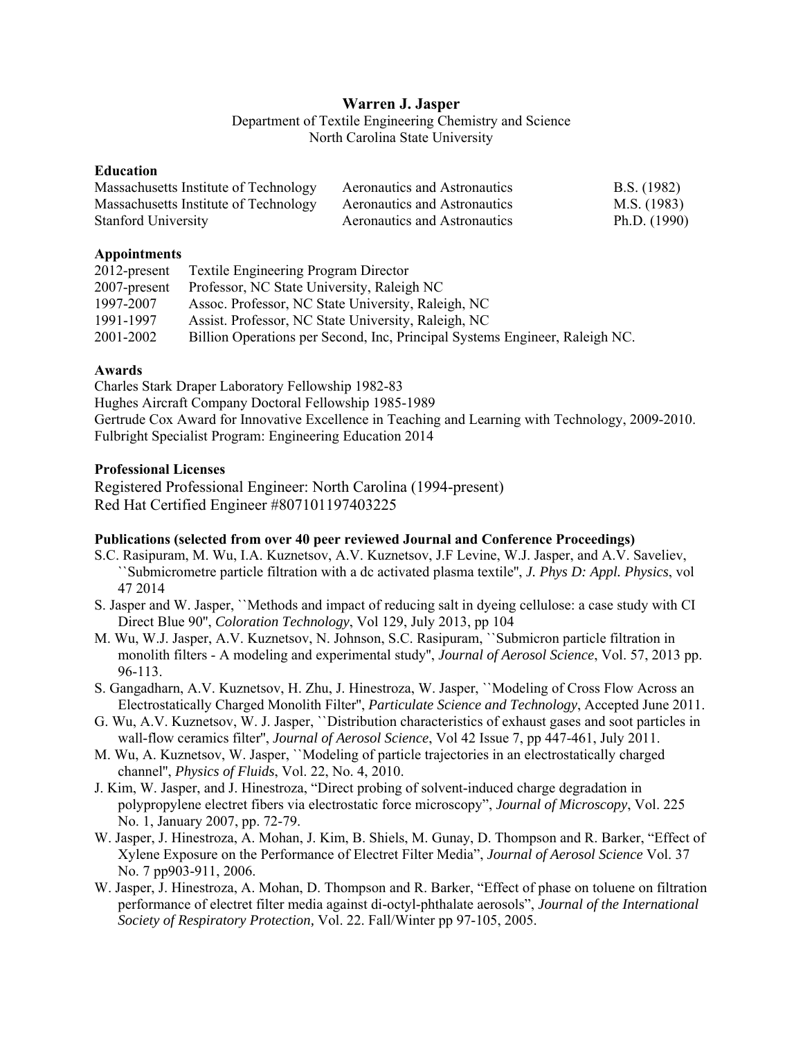# Warren J. Jasper

Department of Textile Engineering Chemistry and Science
North Carolina State University

### Education

| | | |
|---|---|---|
| Massachusetts Institute of Technology | Aeronautics and Astronautics | B.S. (1982) |
| Massachusetts Institute of Technology | Aeronautics and Astronautics | M.S. (1983) |
| Stanford University | Aeronautics and Astronautics | Ph.D. (1990) |

### Appointments

| | |
|---|---|
| 2012-present | Textile Engineering Program Director |
| 2007-present | Professor, NC State University, Raleigh NC |
| 1997-2007 | Assoc. Professor, NC State University, Raleigh, NC |
| 1991-1997 | Assist. Professor, NC State University, Raleigh, NC |
| 2001-2002 | Billion Operations per Second, Inc, Principal Systems Engineer, Raleigh NC. |

### Awards

Charles Stark Draper Laboratory Fellowship 1982-83
Hughes Aircraft Company Doctoral Fellowship 1985-1989
Gertrude Cox Award for Innovative Excellence in Teaching and Learning with Technology, 2009-2010.
Fulbright Specialist Program: Engineering Education 2014

### Professional Licenses

Registered Professional Engineer: North Carolina (1994-present)
Red Hat Certified Engineer #807101197403225

### Publications (selected from over 40 peer reviewed Journal and Conference Proceedings)

- S.C. Rasipuram, M. Wu, I.A. Kuznetsov, A.V. Kuznetsov, J.F Levine, W.J. Jasper, and A.V. Saveliev, ``Submicrometre particle filtration with a dc activated plasma textile'', *J. Phys D: Appl. Physics*, vol 47 2014
- S. Jasper and W. Jasper, ``Methods and impact of reducing salt in dyeing cellulose: a case study with CI Direct Blue 90'', *Coloration Technology*, Vol 129, July 2013, pp 104
- M. Wu, W.J. Jasper, A.V. Kuznetsov, N. Johnson, S.C. Rasipuram, ``Submicron particle filtration in monolith filters - A modeling and experimental study'', *Journal of Aerosol Science*, Vol. 57, 2013 pp. 96-113.
- S. Gangadharn, A.V. Kuznetsov, H. Zhu, J. Hinestroza, W. Jasper, ``Modeling of Cross Flow Across an Electrostatically Charged Monolith Filter'', *Particulate Science and Technology*, Accepted June 2011.
- G. Wu, A.V. Kuznetsov, W. J. Jasper, ``Distribution characteristics of exhaust gases and soot particles in wall-flow ceramics filter'', *Journal of Aerosol Science*, Vol 42 Issue 7, pp 447-461, July 2011.
- M. Wu, A. Kuznetsov, W. Jasper, ``Modeling of particle trajectories in an electrostatically charged channel'', *Physics of Fluids*, Vol. 22, No. 4, 2010.
- J. Kim, W. Jasper, and J. Hinestroza, "Direct probing of solvent-induced charge degradation in polypropylene electret fibers via electrostatic force microscopy", *Journal of Microscopy*, Vol. 225 No. 1, January 2007, pp. 72-79.
- W. Jasper, J. Hinestroza, A. Mohan, J. Kim, B. Shiels, M. Gunay, D. Thompson and R. Barker, "Effect of Xylene Exposure on the Performance of Electret Filter Media", *Journal of Aerosol Science* Vol. 37 No. 7 pp903-911, 2006.
- W. Jasper, J. Hinestroza, A. Mohan, D. Thompson and R. Barker, "Effect of phase on toluene on filtration performance of electret filter media against di-octyl-phthalate aerosols", *Journal of the International Society of Respiratory Protection,* Vol. 22. Fall/Winter pp 97-105, 2005.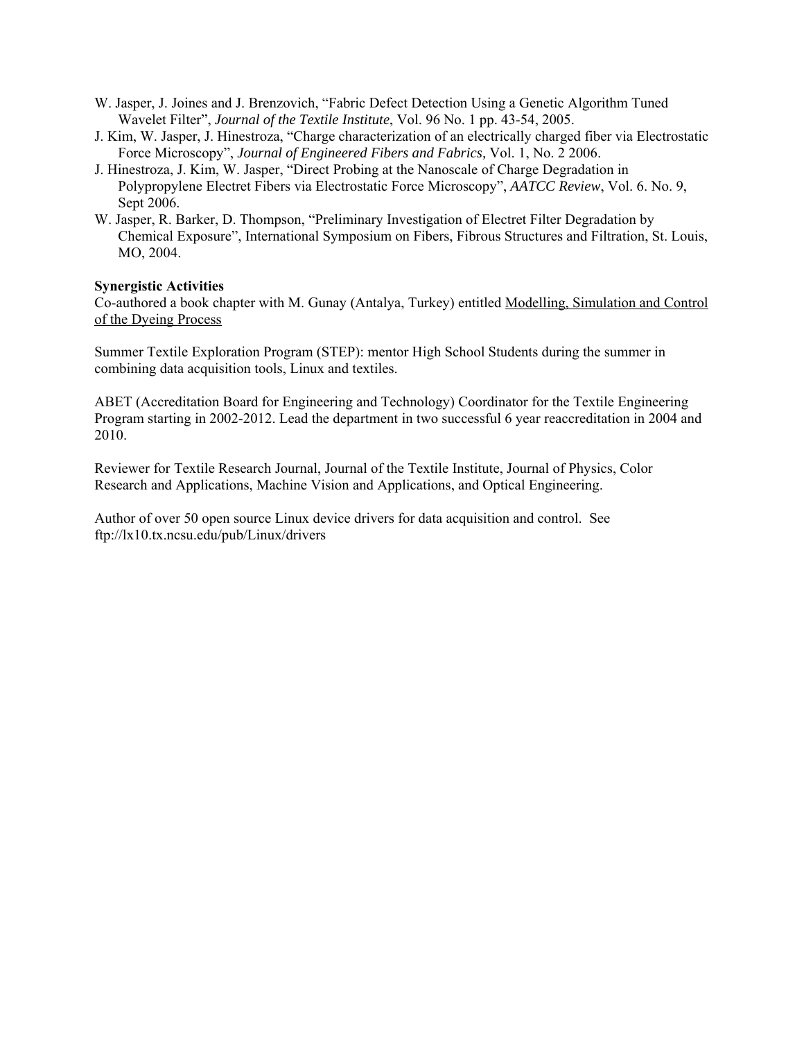W. Jasper, J. Joines and J. Brenzovich, "Fabric Defect Detection Using a Genetic Algorithm Tuned Wavelet Filter", *Journal of the Textile Institute*, Vol. 96 No. 1 pp. 43-54, 2005.

J. Kim, W. Jasper, J. Hinestroza, "Charge characterization of an electrically charged fiber via Electrostatic Force Microscopy", *Journal of Engineered Fibers and Fabrics,* Vol. 1, No. 2 2006.

J. Hinestroza, J. Kim, W. Jasper, "Direct Probing at the Nanoscale of Charge Degradation in Polypropylene Electret Fibers via Electrostatic Force Microscopy", *AATCC Review*, Vol. 6. No. 9, Sept 2006.

W. Jasper, R. Barker, D. Thompson, "Preliminary Investigation of Electret Filter Degradation by Chemical Exposure", International Symposium on Fibers, Fibrous Structures and Filtration, St. Louis, MO, 2004.

**Synergistic Activities**

Co-authored a book chapter with M. Gunay (Antalya, Turkey) entitled <u>Modelling, Simulation and Control of the Dyeing Process</u>

Summer Textile Exploration Program (STEP): mentor High School Students during the summer in combining data acquisition tools, Linux and textiles.

ABET (Accreditation Board for Engineering and Technology) Coordinator for the Textile Engineering Program starting in 2002-2012. Lead the department in two successful 6 year reaccreditation in 2004 and 2010.

Reviewer for Textile Research Journal, Journal of the Textile Institute, Journal of Physics, Color Research and Applications, Machine Vision and Applications, and Optical Engineering.

Author of over 50 open source Linux device drivers for data acquisition and control. See ftp://lx10.tx.ncsu.edu/pub/Linux/drivers